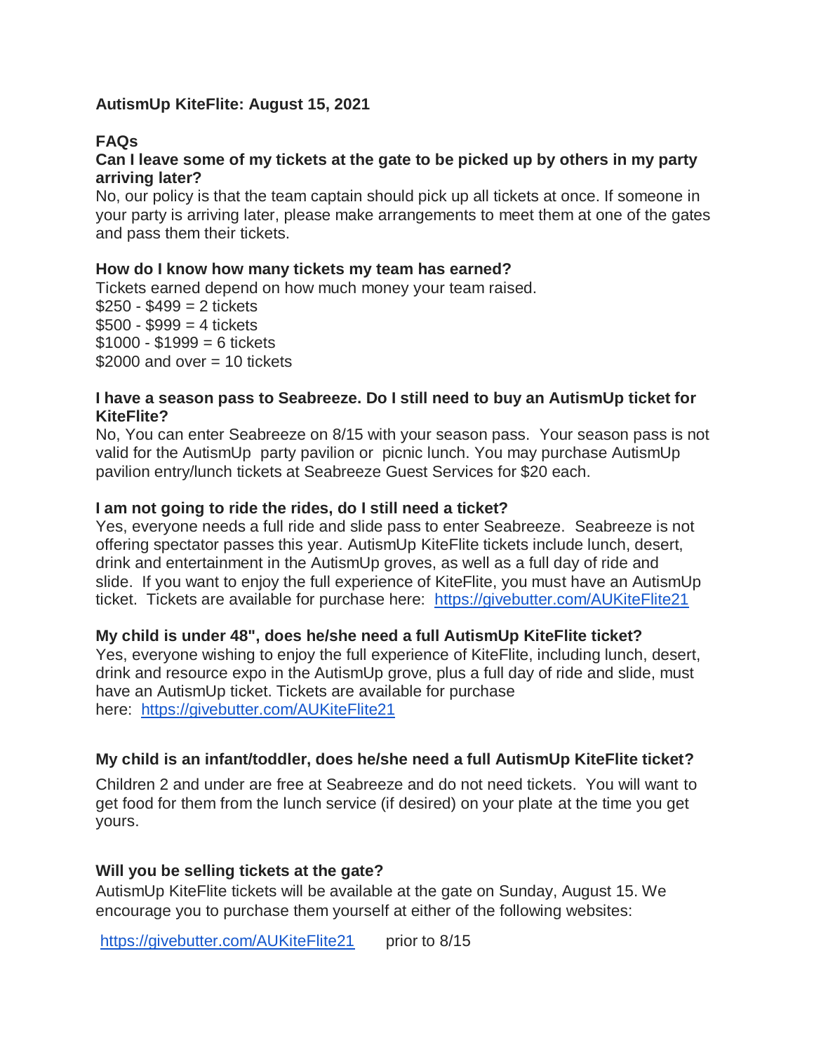**AutismUp KiteFlite: August 15, 2021**

**FAQs**

**Can I leave some of my tickets at the gate to be picked up by others in my party arriving later?**

No, our policy is that the team captain should pick up all tickets at once. If someone in your party is arriving later, please make arrangements to meet them at one of the gates and pass them their tickets.

**How do I know how many tickets my team has earned?**

Tickets earned depend on how much money your team raised.

$250 - $499 = 2 tickets
$500 - $999 = 4 tickets
$1000 - $1999 = 6 tickets
$2000 and over = 10 tickets

**I have a season pass to Seabreeze. Do I still need to buy an AutismUp ticket for KiteFlite?**

No, You can enter Seabreeze on 8/15 with your season pass. Your season pass is not valid for the AutismUp party pavilion or picnic lunch. You may purchase AutismUp pavilion entry/lunch tickets at Seabreeze Guest Services for $20 each.

**I am not going to ride the rides, do I still need a ticket?**

Yes, everyone needs a full ride and slide pass to enter Seabreeze. Seabreeze is not offering spectator passes this year. AutismUp KiteFlite tickets include lunch, desert, drink and entertainment in the AutismUp groves, as well as a full day of ride and slide. If you want to enjoy the full experience of KiteFlite, you must have an AutismUp ticket. Tickets are available for purchase here: https://givebutter.com/AUKiteFlite21

**My child is under 48", does he/she need a full AutismUp KiteFlite ticket?**

Yes, everyone wishing to enjoy the full experience of KiteFlite, including lunch, desert, drink and resource expo in the AutismUp grove, plus a full day of ride and slide, must have an AutismUp ticket. Tickets are available for purchase here: https://givebutter.com/AUKiteFlite21

**My child is an infant/toddler, does he/she need a full AutismUp KiteFlite ticket?**

Children 2 and under are free at Seabreeze and do not need tickets. You will want to get food for them from the lunch service (if desired) on your plate at the time you get yours.

**Will you be selling tickets at the gate?**

AutismUp KiteFlite tickets will be available at the gate on Sunday, August 15. We encourage you to purchase them yourself at either of the following websites:

https://givebutter.com/AUKiteFlite21 prior to 8/15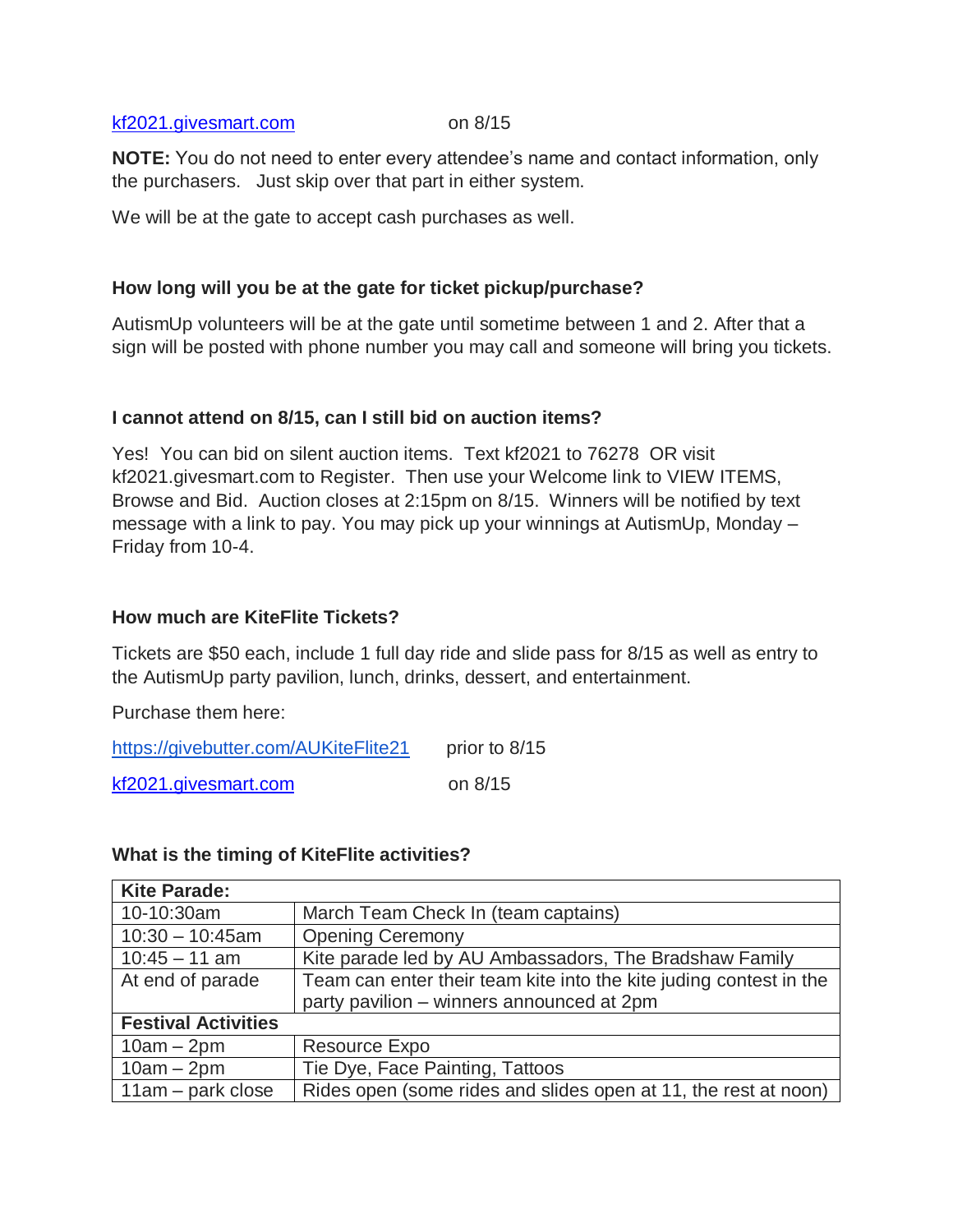[kf2021.givesmart.com](kf2021.givesmart.com) on 8/15

**NOTE:** You do not need to enter every attendee's name and contact information, only the purchasers. Just skip over that part in either system.

We will be at the gate to accept cash purchases as well.

### How long will you be at the gate for ticket pickup/purchase?

AutismUp volunteers will be at the gate until sometime between 1 and 2. After that a sign will be posted with phone number you may call and someone will bring you tickets.

### I cannot attend on 8/15, can I still bid on auction items?

Yes! You can bid on silent auction items. Text kf2021 to 76278 OR visit kf2021.givesmart.com to Register. Then use your Welcome link to VIEW ITEMS, Browse and Bid. Auction closes at 2:15pm on 8/15. Winners will be notified by text message with a link to pay. You may pick up your winnings at AutismUp, Monday – Friday from 10-4.

### How much are KiteFlite Tickets?

Tickets are $50 each, include 1 full day ride and slide pass for 8/15 as well as entry to the AutismUp party pavilion, lunch, drinks, dessert, and entertainment.

Purchase them here:

[https://givebutter.com/AUKiteFlite21](https://givebutter.com/AUKiteFlite21) prior to 8/15

[kf2021.givesmart.com](kf2021.givesmart.com) on 8/15

### What is the timing of KiteFlite activities?

| **Kite Parade:** | |
|---|---|
| 10-10:30am | March Team Check In (team captains) |
| 10:30 – 10:45am | Opening Ceremony |
| 10:45 – 11 am | Kite parade led by AU Ambassadors, The Bradshaw Family |
| At end of parade | Team can enter their team kite into the kite juding contest in the party pavilion – winners announced at 2pm |
| **Festival Activities** | |
| 10am – 2pm | Resource Expo |
| 10am – 2pm | Tie Dye, Face Painting, Tattoos |
| 11am – park close | Rides open (some rides and slides open at 11, the rest at noon) |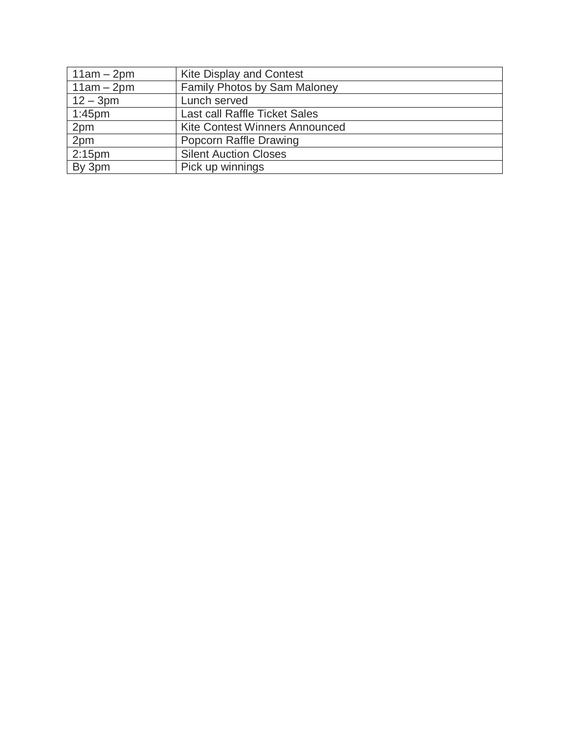| | |
|---|---|
| 11am – 2pm | Kite Display and Contest |
| 11am – 2pm | Family Photos by Sam Maloney |
| 12 – 3pm | Lunch served |
| 1:45pm | Last call Raffle Ticket Sales |
| 2pm | Kite Contest Winners Announced |
| 2pm | Popcorn Raffle Drawing |
| 2:15pm | Silent Auction Closes |
| By 3pm | Pick up winnings |